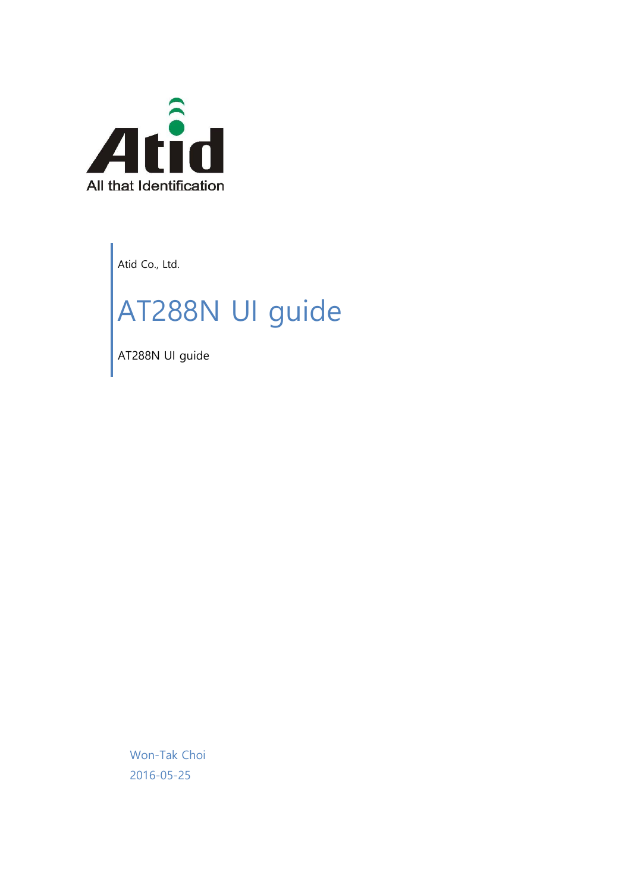Atid

All that Identification

Atid Co., Ltd.

# AT288N UI guide

AT288N UI guide

Won-Tak Choi

2016-05-25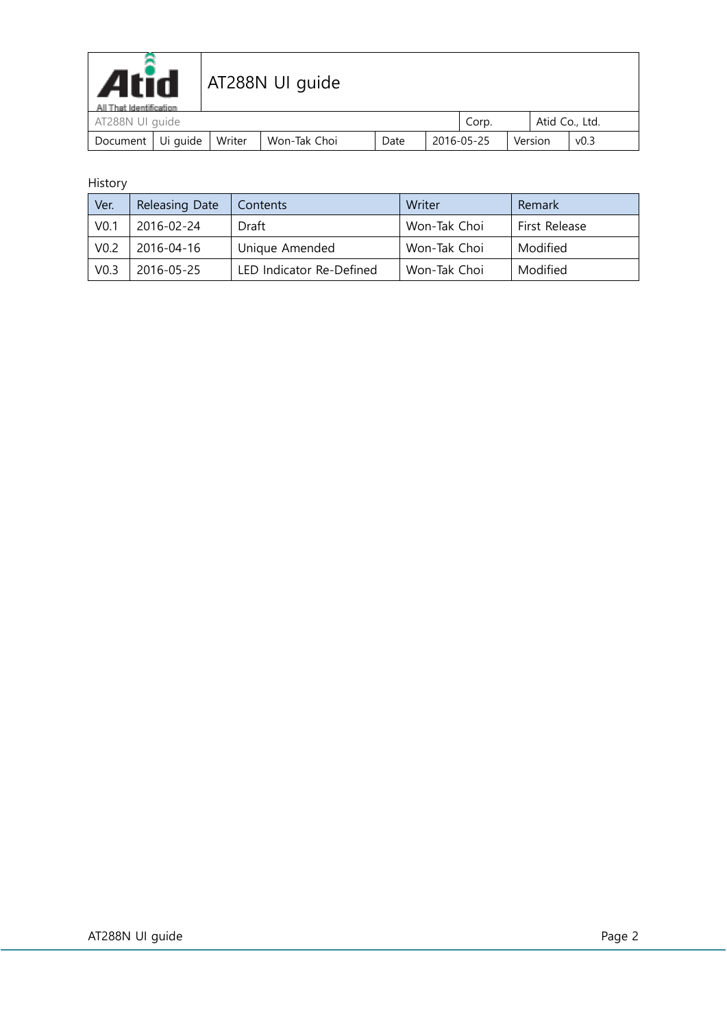| Atid All That Identification | AT288N UI guide | | | | | | |
|---|---|---|---|---|---|---|---|
| AT288N UI guide | | | | | Corp. | Atid Co., Ltd. | |
| Document | Ui guide | Writer | Won-Tak Choi | Date | 2016-05-25 | Version | v0.3 |

History

| Ver. | Releasing Date | Contents | Writer | Remark |
|---|---|---|---|---|
| V0.1 | 2016-02-24 | Draft | Won-Tak Choi | First Release |
| V0.2 | 2016-04-16 | Unique Amended | Won-Tak Choi | Modified |
| V0.3 | 2016-05-25 | LED Indicator Re-Defined | Won-Tak Choi | Modified |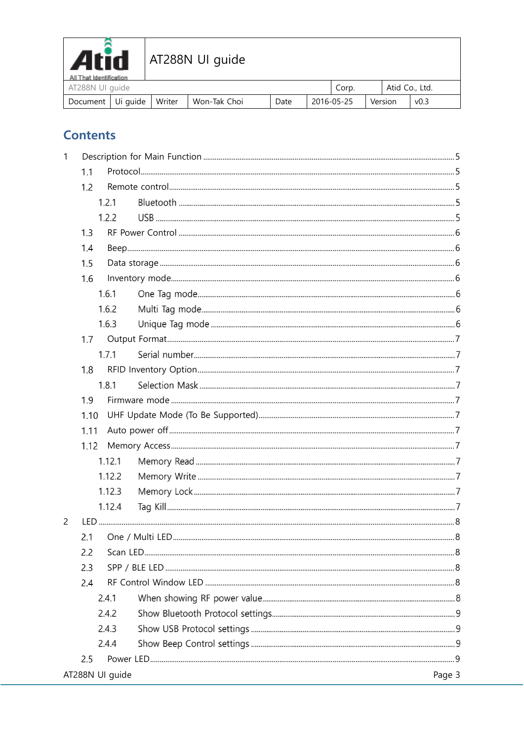| Atid All That Identification | AT288N UI guide | | | | | | |
|---|---|---|---|---|---|---|---|
| AT288N UI guide | | | | Corp. | | Atid Co., Ltd. | |
| Document | Ui guide | Writer | Won-Tak Choi | Date | 2016-05-25 | Version | v0.3 |

## Contents

1 Description for Main Function .......... 5
- 1.1 Protocol .......... 5
- 1.2 Remote control .......... 5
  - 1.2.1 Bluetooth .......... 5
  - 1.2.2 USB .......... 5
- 1.3 RF Power Control .......... 6
- 1.4 Beep .......... 6
- 1.5 Data storage .......... 6
- 1.6 Inventory mode .......... 6
  - 1.6.1 One Tag mode .......... 6
  - 1.6.2 Multi Tag mode .......... 6
  - 1.6.3 Unique Tag mode .......... 6
- 1.7 Output Format .......... 7
  - 1.7.1 Serial number .......... 7
- 1.8 RFID Inventory Option .......... 7
  - 1.8.1 Selection Mask .......... 7
- 1.9 Firmware mode .......... 7
- 1.10 UHF Update Mode (To Be Supported) .......... 7
- 1.11 Auto power off .......... 7
- 1.12 Memory Access .......... 7
  - 1.12.1 Memory Read .......... 7
  - 1.12.2 Memory Write .......... 7
  - 1.12.3 Memory Lock .......... 7
  - 1.12.4 Tag Kill .......... 7

2 LED .......... 8
- 2.1 One / Multi LED .......... 8
- 2.2 Scan LED .......... 8
- 2.3 SPP / BLE LED .......... 8
- 2.4 RF Control Window LED .......... 8
  - 2.4.1 When showing RF power value .......... 8
  - 2.4.2 Show Bluetooth Protocol settings .......... 9
  - 2.4.3 Show USB Protocol settings .......... 9
  - 2.4.4 Show Beep Control settings .......... 9
- 2.5 Power LED .......... 9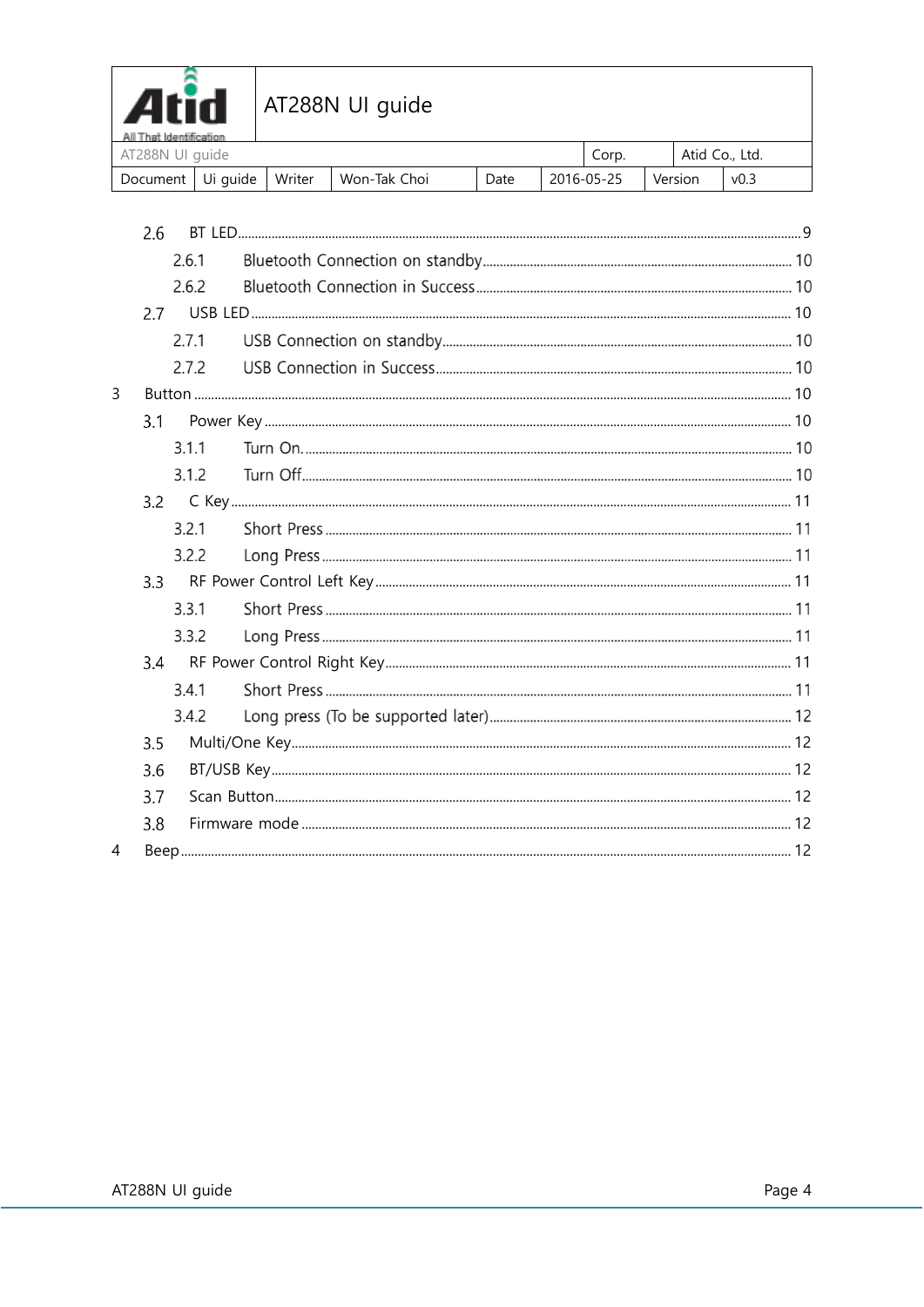- 2.6 BT LED ... 9
  - 2.6.1 Bluetooth Connection on standby ... 10
  - 2.6.2 Bluetooth Connection in Success ... 10
- 2.7 USB LED ... 10
  - 2.7.1 USB Connection on standby ... 10
  - 2.7.2 USB Connection in Success ... 10

3 Button ... 10

- 3.1 Power Key ... 10
  - 3.1.1 Turn On. ... 10
  - 3.1.2 Turn Off ... 10
- 3.2 C Key ... 11
  - 3.2.1 Short Press ... 11
  - 3.2.2 Long Press ... 11
- 3.3 RF Power Control Left Key ... 11
  - 3.3.1 Short Press ... 11
  - 3.3.2 Long Press ... 11
- 3.4 RF Power Control Right Key ... 11
  - 3.4.1 Short Press ... 11
  - 3.4.2 Long press (To be supported later) ... 12
- 3.5 Multi/One Key ... 12
- 3.6 BT/USB Key ... 12
- 3.7 Scan Button ... 12
- 3.8 Firmware mode ... 12

4 Beep ... 12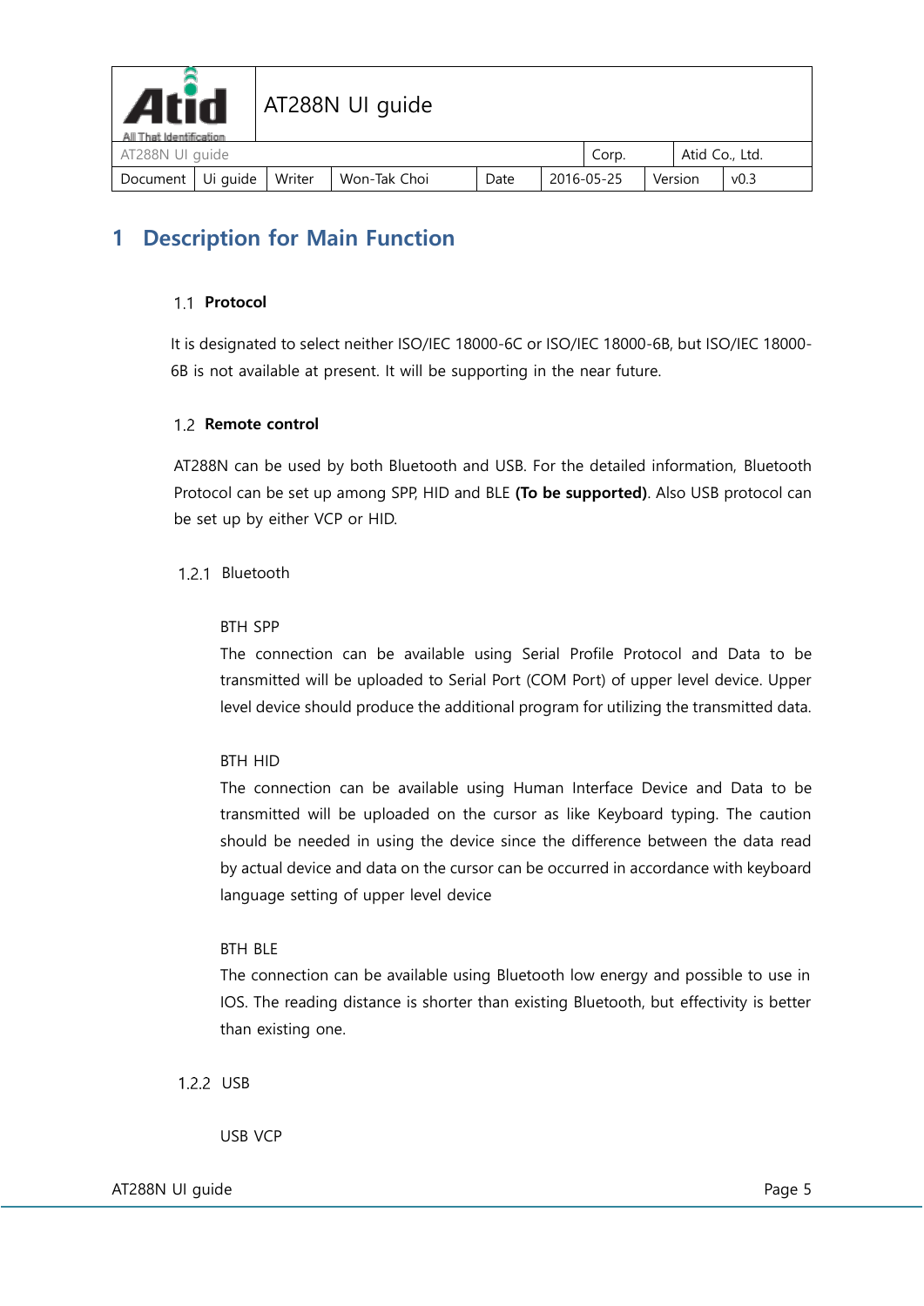# 1 Description for Main Function

## 1.1 Protocol

It is designated to select neither ISO/IEC 18000-6C or ISO/IEC 18000-6B, but ISO/IEC 18000-6B is not available at present. It will be supporting in the near future.

## 1.2 Remote control

AT288N can be used by both Bluetooth and USB. For the detailed information, Bluetooth Protocol can be set up among SPP, HID and BLE **(To be supported)**. Also USB protocol can be set up by either VCP or HID.

### 1.2.1 Bluetooth

BTH SPP
The connection can be available using Serial Profile Protocol and Data to be transmitted will be uploaded to Serial Port (COM Port) of upper level device. Upper level device should produce the additional program for utilizing the transmitted data.

BTH HID
The connection can be available using Human Interface Device and Data to be transmitted will be uploaded on the cursor as like Keyboard typing. The caution should be needed in using the device since the difference between the data read by actual device and data on the cursor can be occurred in accordance with keyboard language setting of upper level device

BTH BLE
The connection can be available using Bluetooth low energy and possible to use in IOS. The reading distance is shorter than existing Bluetooth, but effectivity is better than existing one.

### 1.2.2 USB

USB VCP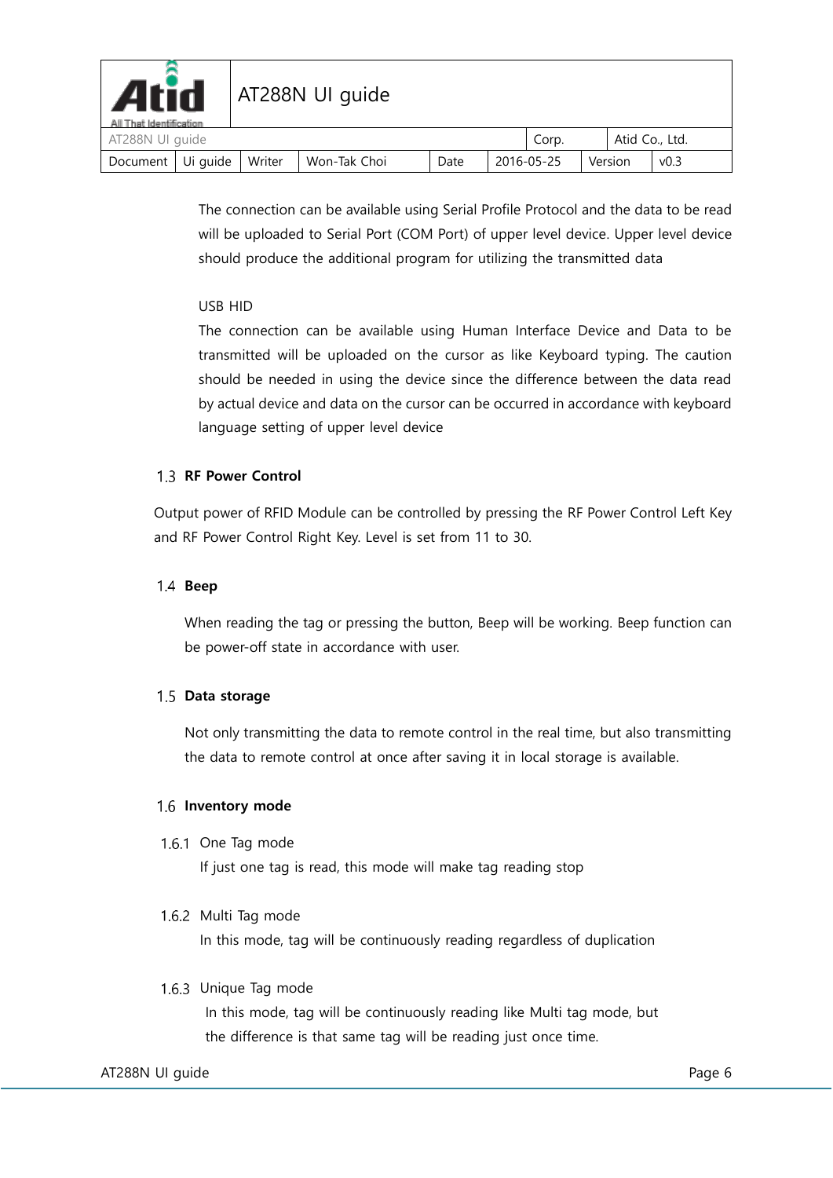The connection can be available using Serial Profile Protocol and the data to be read will be uploaded to Serial Port (COM Port) of upper level device. Upper level device should produce the additional program for utilizing the transmitted data

USB HID

The connection can be available using Human Interface Device and Data to be transmitted will be uploaded on the cursor as like Keyboard typing. The caution should be needed in using the device since the difference between the data read by actual device and data on the cursor can be occurred in accordance with keyboard language setting of upper level device

## 1.3 RF Power Control

Output power of RFID Module can be controlled by pressing the RF Power Control Left Key and RF Power Control Right Key. Level is set from 11 to 30.

## 1.4 Beep

When reading the tag or pressing the button, Beep will be working. Beep function can be power-off state in accordance with user.

## 1.5 Data storage

Not only transmitting the data to remote control in the real time, but also transmitting the data to remote control at once after saving it in local storage is available.

## 1.6 Inventory mode

### 1.6.1 One Tag mode

If just one tag is read, this mode will make tag reading stop

### 1.6.2 Multi Tag mode

In this mode, tag will be continuously reading regardless of duplication

### 1.6.3 Unique Tag mode

In this mode, tag will be continuously reading like Multi tag mode, but the difference is that same tag will be reading just once time.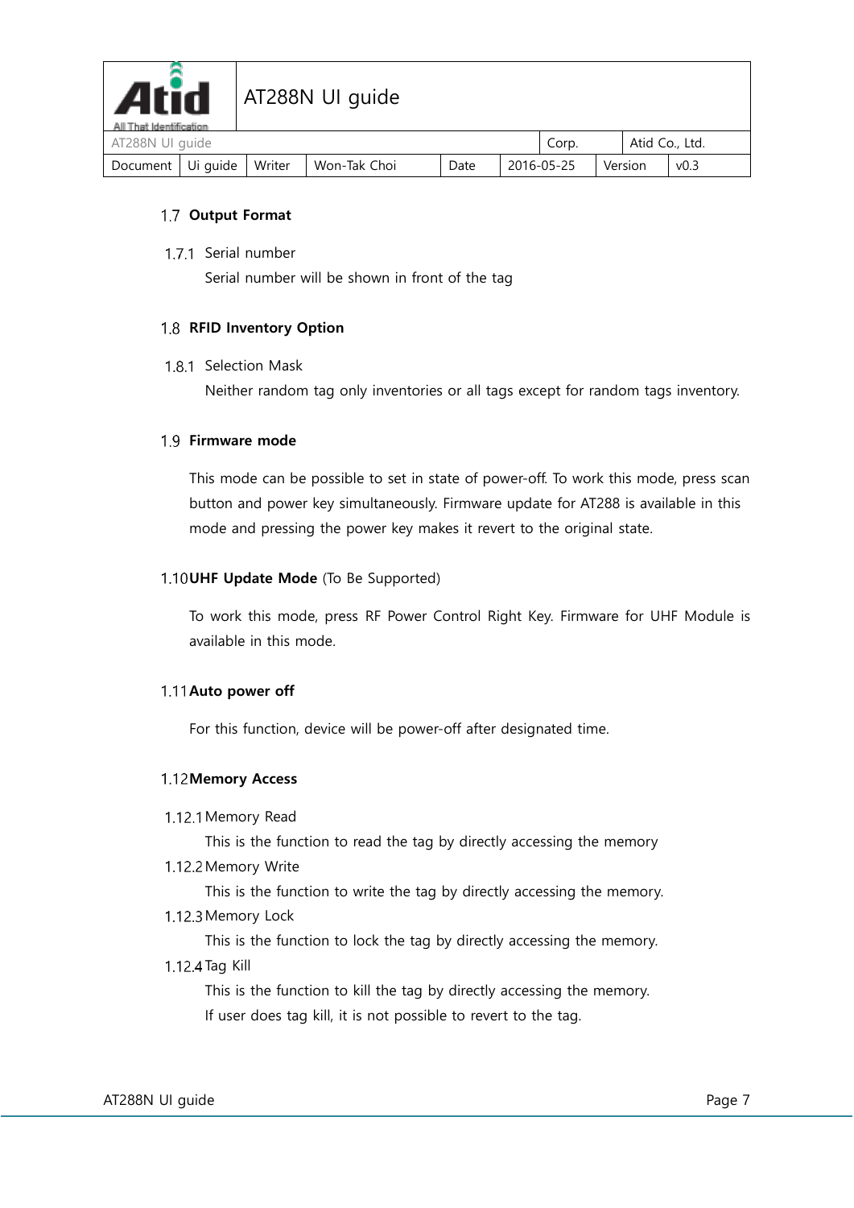## 1.7 Output Format

### 1.7.1 Serial number

Serial number will be shown in front of the tag

## 1.8 RFID Inventory Option

### 1.8.1 Selection Mask

Neither random tag only inventories or all tags except for random tags inventory.

## 1.9 Firmware mode

This mode can be possible to set in state of power-off. To work this mode, press scan button and power key simultaneously. Firmware update for AT288 is available in this mode and pressing the power key makes it revert to the original state.

## 1.10 UHF Update Mode (To Be Supported)

To work this mode, press RF Power Control Right Key. Firmware for UHF Module is available in this mode.

## 1.11 Auto power off

For this function, device will be power-off after designated time.

## 1.12 Memory Access

### 1.12.1 Memory Read

This is the function to read the tag by directly accessing the memory

### 1.12.2 Memory Write

This is the function to write the tag by directly accessing the memory.

### 1.12.3 Memory Lock

This is the function to lock the tag by directly accessing the memory.

### 1.12.4 Tag Kill

This is the function to kill the tag by directly accessing the memory.

If user does tag kill, it is not possible to revert to the tag.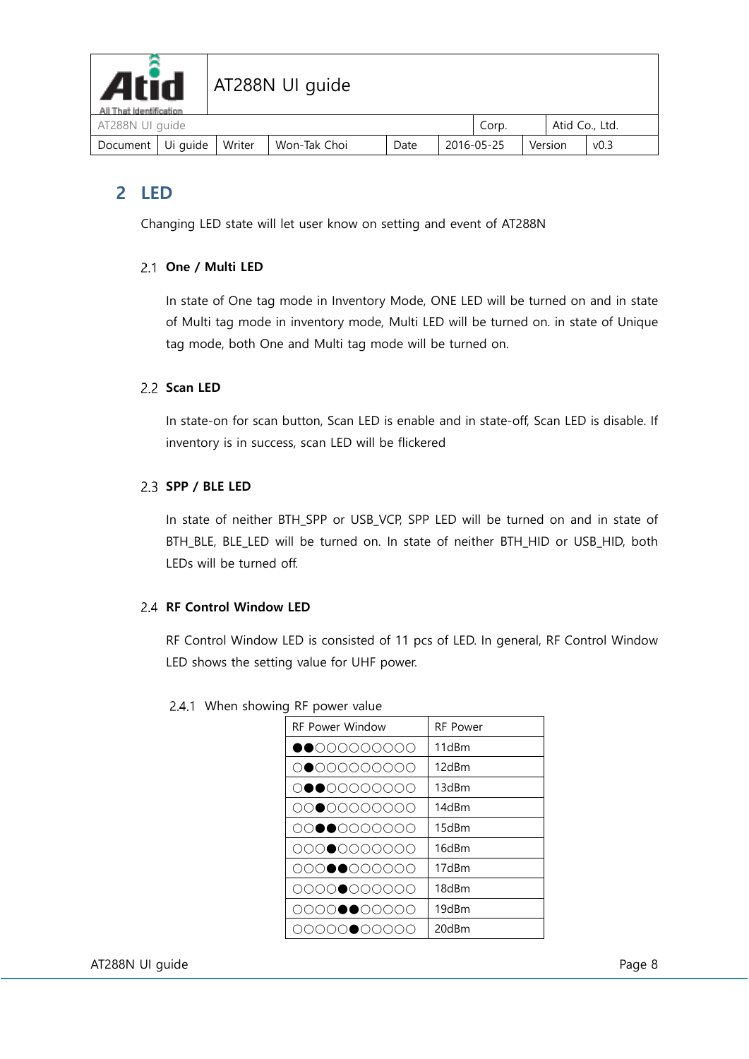## 2 LED

Changing LED state will let user know on setting and event of AT288N

### 2.1 One / Multi LED

In state of One tag mode in Inventory Mode, ONE LED will be turned on and in state of Multi tag mode in inventory mode, Multi LED will be turned on. in state of Unique tag mode, both One and Multi tag mode will be turned on.

### 2.2 Scan LED

In state-on for scan button, Scan LED is enable and in state-off, Scan LED is disable. If inventory is in success, scan LED will be flickered

### 2.3 SPP / BLE LED

In state of neither BTH_SPP or USB_VCP, SPP LED will be turned on and in state of BTH_BLE, BLE_LED will be turned on. In state of neither BTH_HID or USB_HID, both LEDs will be turned off.

### 2.4 RF Control Window LED

RF Control Window LED is consisted of 11 pcs of LED. In general, RF Control Window LED shows the setting value for UHF power.

#### 2.4.1 When showing RF power value

| RF Power Window | RF Power |
| --- | --- |
| ●●○○○○○○○○○ | 11dBm |
| ○●○○○○○○○○○ | 12dBm |
| ○●●○○○○○○○○ | 13dBm |
| ○○●○○○○○○○○ | 14dBm |
| ○○●●○○○○○○○ | 15dBm |
| ○○○●○○○○○○○ | 16dBm |
| ○○○●●○○○○○○ | 17dBm |
| ○○○○●○○○○○○ | 18dBm |
| ○○○○●●○○○○○ | 19dBm |
| ○○○○○●○○○○○ | 20dBm |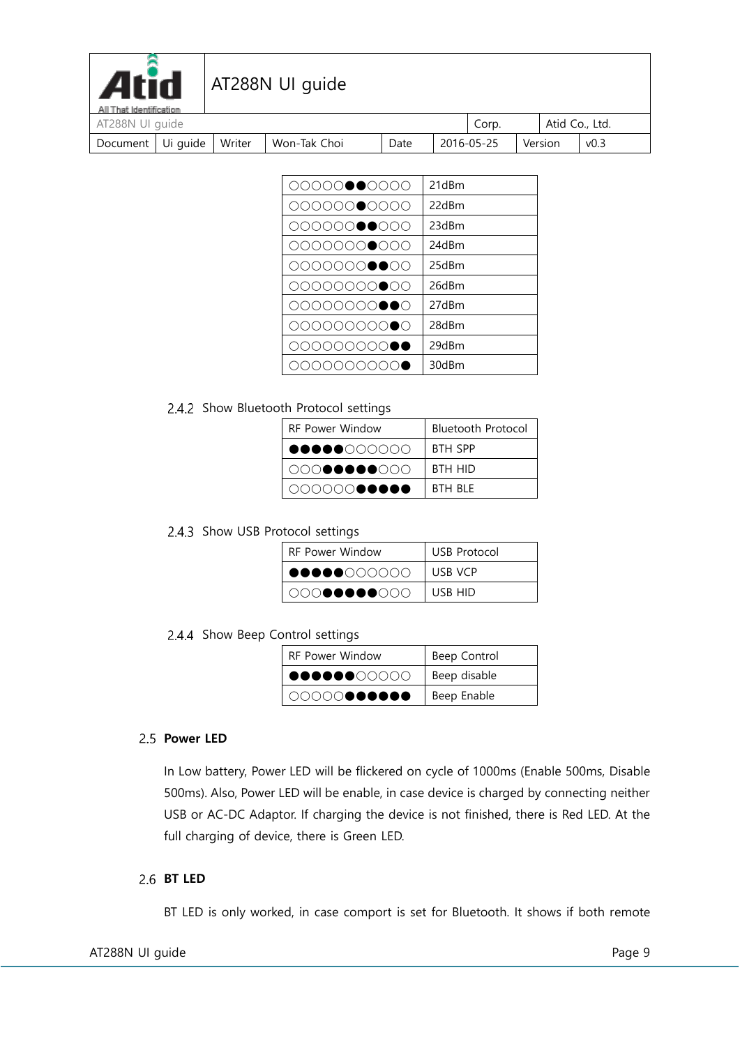| ○○○○○●●○○○○ | 21dBm |
|---|---|
| ○○○○○○●○○○○ | 22dBm |
| ○○○○○○●●○○○ | 23dBm |
| ○○○○○○○●○○○ | 24dBm |
| ○○○○○○○●●○○ | 25dBm |
| ○○○○○○○○●○○ | 26dBm |
| ○○○○○○○○●●○ | 27dBm |
| ○○○○○○○○○●○ | 28dBm |
| ○○○○○○○○○●● | 29dBm |
| ○○○○○○○○○○● | 30dBm |

### 2.4.2 Show Bluetooth Protocol settings

| RF Power Window | Bluetooth Protocol |
|---|---|
| ●●●●●○○○○○○ | BTH SPP |
| ○○○●●●●●○○○ | BTH HID |
| ○○○○○○●●●●● | BTH BLE |

### 2.4.3 Show USB Protocol settings

| RF Power Window | USB Protocol |
|---|---|
| ●●●●●○○○○○○ | USB VCP |
| ○○○●●●●●○○○ | USB HID |

### 2.4.4 Show Beep Control settings

| RF Power Window | Beep Control |
|---|---|
| ●●●●●●○○○○○ | Beep disable |
| ○○○○○●●●●●● | Beep Enable |

## 2.5 **Power LED**

In Low battery, Power LED will be flickered on cycle of 1000ms (Enable 500ms, Disable 500ms). Also, Power LED will be enable, in case device is charged by connecting neither USB or AC-DC Adaptor. If charging the device is not finished, there is Red LED. At the full charging of device, there is Green LED.

## 2.6 **BT LED**

BT LED is only worked, in case comport is set for Bluetooth. It shows if both remote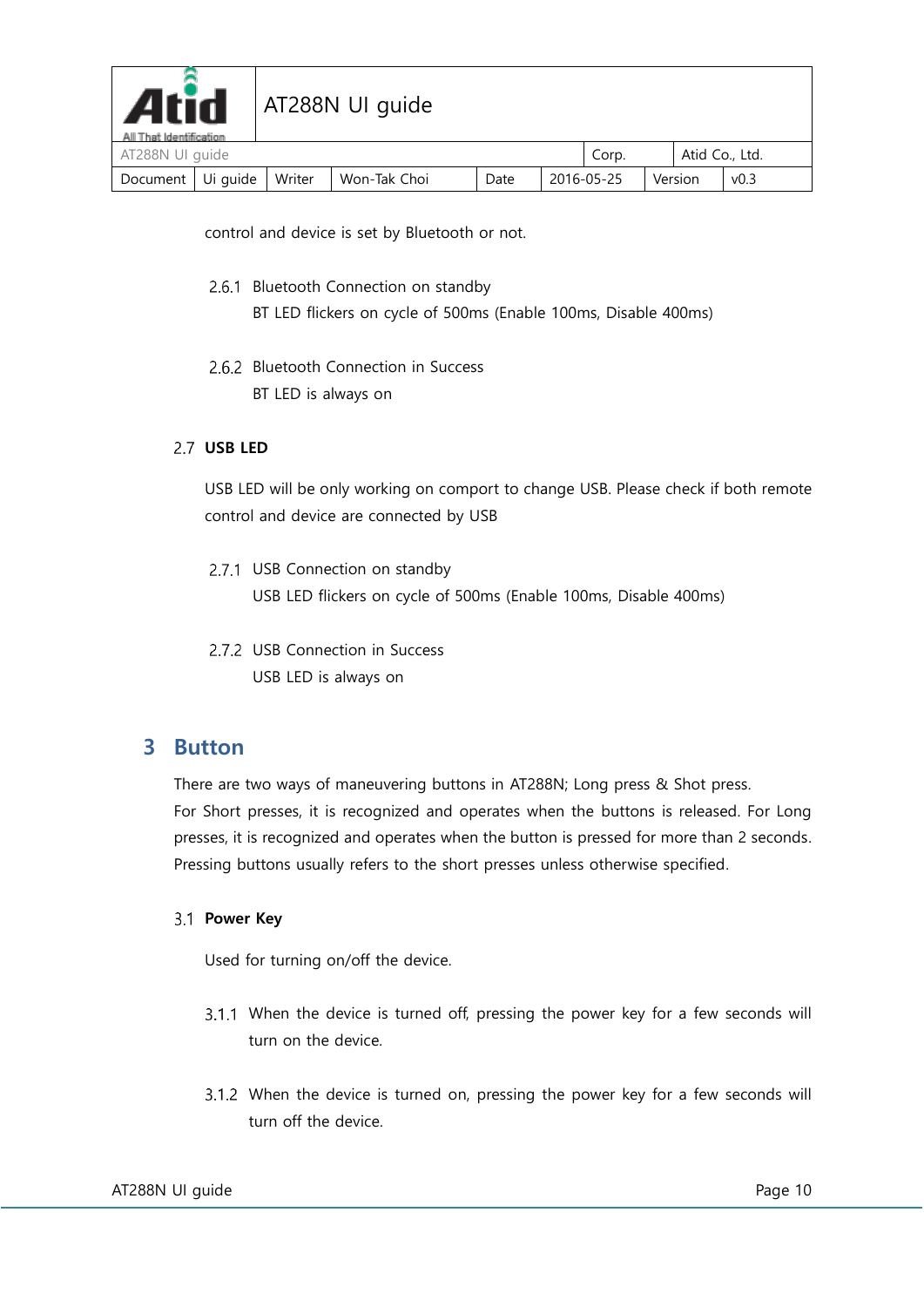control and device is set by Bluetooth or not.

#### 2.6.1 Bluetooth Connection on standby

BT LED flickers on cycle of 500ms (Enable 100ms, Disable 400ms)

#### 2.6.2 Bluetooth Connection in Success

BT LED is always on

### 2.7 USB LED

USB LED will be only working on comport to change USB. Please check if both remote control and device are connected by USB

#### 2.7.1 USB Connection on standby

USB LED flickers on cycle of 500ms (Enable 100ms, Disable 400ms)

#### 2.7.2 USB Connection in Success

USB LED is always on

## 3 Button

There are two ways of maneuvering buttons in AT288N; Long press & Shot press.
For Short presses, it is recognized and operates when the buttons is released. For Long presses, it is recognized and operates when the button is pressed for more than 2 seconds. Pressing buttons usually refers to the short presses unless otherwise specified.

### 3.1 Power Key

Used for turning on/off the device.

#### 3.1.1 When the device is turned off, pressing the power key for a few seconds will turn on the device.

#### 3.1.2 When the device is turned on, pressing the power key for a few seconds will turn off the device.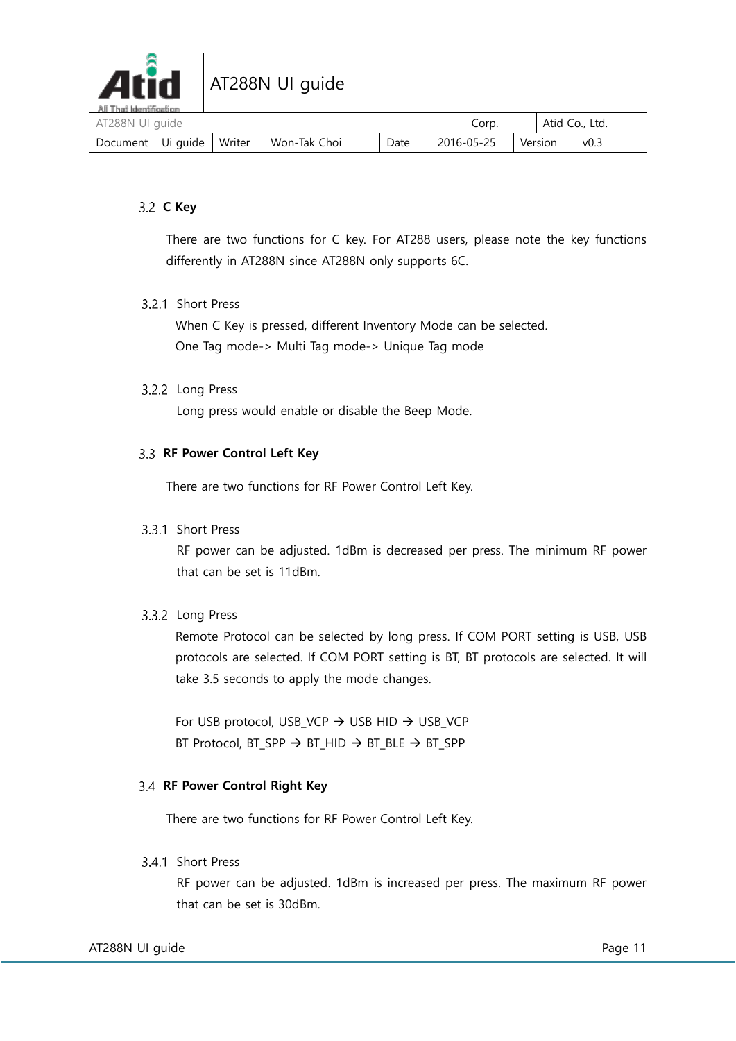## 3.2 C Key

There are two functions for C key. For AT288 users, please note the key functions differently in AT288N since AT288N only supports 6C.

### 3.2.1 Short Press

When C Key is pressed, different Inventory Mode can be selected.
One Tag mode-> Multi Tag mode-> Unique Tag mode

### 3.2.2 Long Press

Long press would enable or disable the Beep Mode.

## 3.3 RF Power Control Left Key

There are two functions for RF Power Control Left Key.

### 3.3.1 Short Press

RF power can be adjusted. 1dBm is decreased per press. The minimum RF power that can be set is 11dBm.

### 3.3.2 Long Press

Remote Protocol can be selected by long press. If COM PORT setting is USB, USB protocols are selected. If COM PORT setting is BT, BT protocols are selected. It will take 3.5 seconds to apply the mode changes.

For USB protocol, USB_VCP → USB HID → USB_VCP
BT Protocol, BT_SPP → BT_HID → BT_BLE → BT_SPP

## 3.4 RF Power Control Right Key

There are two functions for RF Power Control Left Key.

### 3.4.1 Short Press

RF power can be adjusted. 1dBm is increased per press. The maximum RF power that can be set is 30dBm.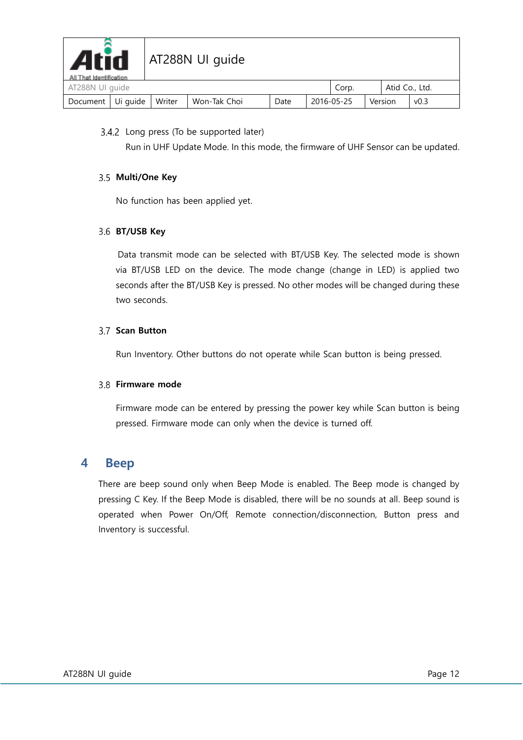#### 3.4.2 Long press (To be supported later)

Run in UHF Update Mode. In this mode, the firmware of UHF Sensor can be updated.

### 3.5 Multi/One Key

No function has been applied yet.

### 3.6 BT/USB Key

Data transmit mode can be selected with BT/USB Key. The selected mode is shown via BT/USB LED on the device. The mode change (change in LED) is applied two seconds after the BT/USB Key is pressed. No other modes will be changed during these two seconds.

### 3.7 Scan Button

Run Inventory. Other buttons do not operate while Scan button is being pressed.

### 3.8 Firmware mode

Firmware mode can be entered by pressing the power key while Scan button is being pressed. Firmware mode can only when the device is turned off.

## 4 Beep

There are beep sound only when Beep Mode is enabled. The Beep mode is changed by pressing C Key. If the Beep Mode is disabled, there will be no sounds at all. Beep sound is operated when Power On/Off, Remote connection/disconnection, Button press and Inventory is successful.